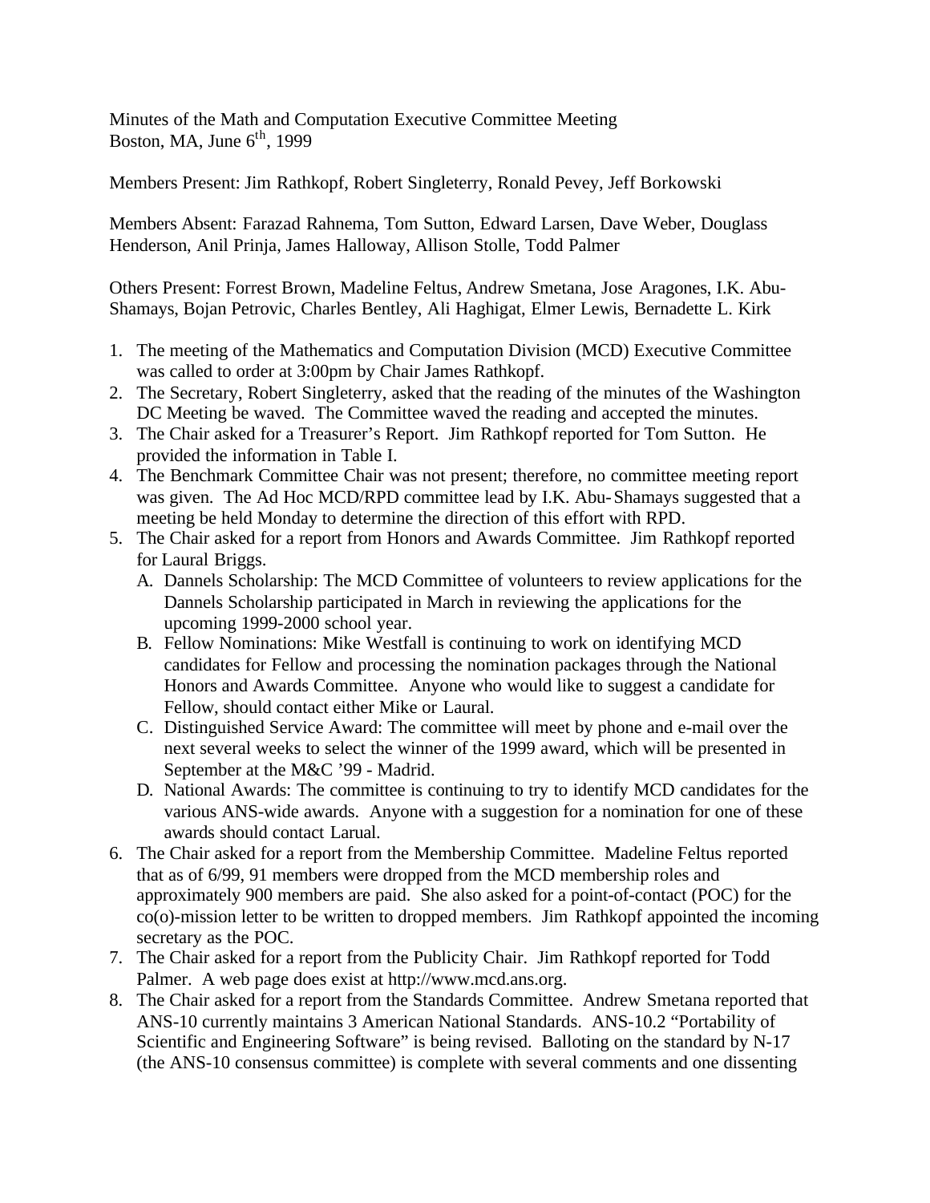Minutes of the Math and Computation Executive Committee Meeting
Boston, MA, June 6th, 1999

Members Present: Jim Rathkopf, Robert Singleterry, Ronald Pevey, Jeff Borkowski

Members Absent: Farazad Rahnema, Tom Sutton, Edward Larsen, Dave Weber, Douglass Henderson, Anil Prinja, James Halloway, Allison Stolle, Todd Palmer

Others Present: Forrest Brown, Madeline Feltus, Andrew Smetana, Jose Aragones, I.K. Abu-Shamays, Bojan Petrovic, Charles Bentley, Ali Haghigat, Elmer Lewis, Bernadette L. Kirk

1. The meeting of the Mathematics and Computation Division (MCD) Executive Committee was called to order at 3:00pm by Chair James Rathkopf.
2. The Secretary, Robert Singleterry, asked that the reading of the minutes of the Washington DC Meeting be waved. The Committee waved the reading and accepted the minutes.
3. The Chair asked for a Treasurer's Report. Jim Rathkopf reported for Tom Sutton. He provided the information in Table I.
4. The Benchmark Committee Chair was not present; therefore, no committee meeting report was given. The Ad Hoc MCD/RPD committee lead by I.K. Abu-Shamays suggested that a meeting be held Monday to determine the direction of this effort with RPD.
5. The Chair asked for a report from Honors and Awards Committee. Jim Rathkopf reported for Laural Briggs.
   A. Dannels Scholarship: The MCD Committee of volunteers to review applications for the Dannels Scholarship participated in March in reviewing the applications for the upcoming 1999-2000 school year.
   B. Fellow Nominations: Mike Westfall is continuing to work on identifying MCD candidates for Fellow and processing the nomination packages through the National Honors and Awards Committee. Anyone who would like to suggest a candidate for Fellow, should contact either Mike or Laural.
   C. Distinguished Service Award: The committee will meet by phone and e-mail over the next several weeks to select the winner of the 1999 award, which will be presented in September at the M&C '99 - Madrid.
   D. National Awards: The committee is continuing to try to identify MCD candidates for the various ANS-wide awards. Anyone with a suggestion for a nomination for one of these awards should contact Larual.
6. The Chair asked for a report from the Membership Committee. Madeline Feltus reported that as of 6/99, 91 members were dropped from the MCD membership roles and approximately 900 members are paid. She also asked for a point-of-contact (POC) for the co(o)-mission letter to be written to dropped members. Jim Rathkopf appointed the incoming secretary as the POC.
7. The Chair asked for a report from the Publicity Chair. Jim Rathkopf reported for Todd Palmer. A web page does exist at http://www.mcd.ans.org.
8. The Chair asked for a report from the Standards Committee. Andrew Smetana reported that ANS-10 currently maintains 3 American National Standards. ANS-10.2 "Portability of Scientific and Engineering Software" is being revised. Balloting on the standard by N-17 (the ANS-10 consensus committee) is complete with several comments and one dissenting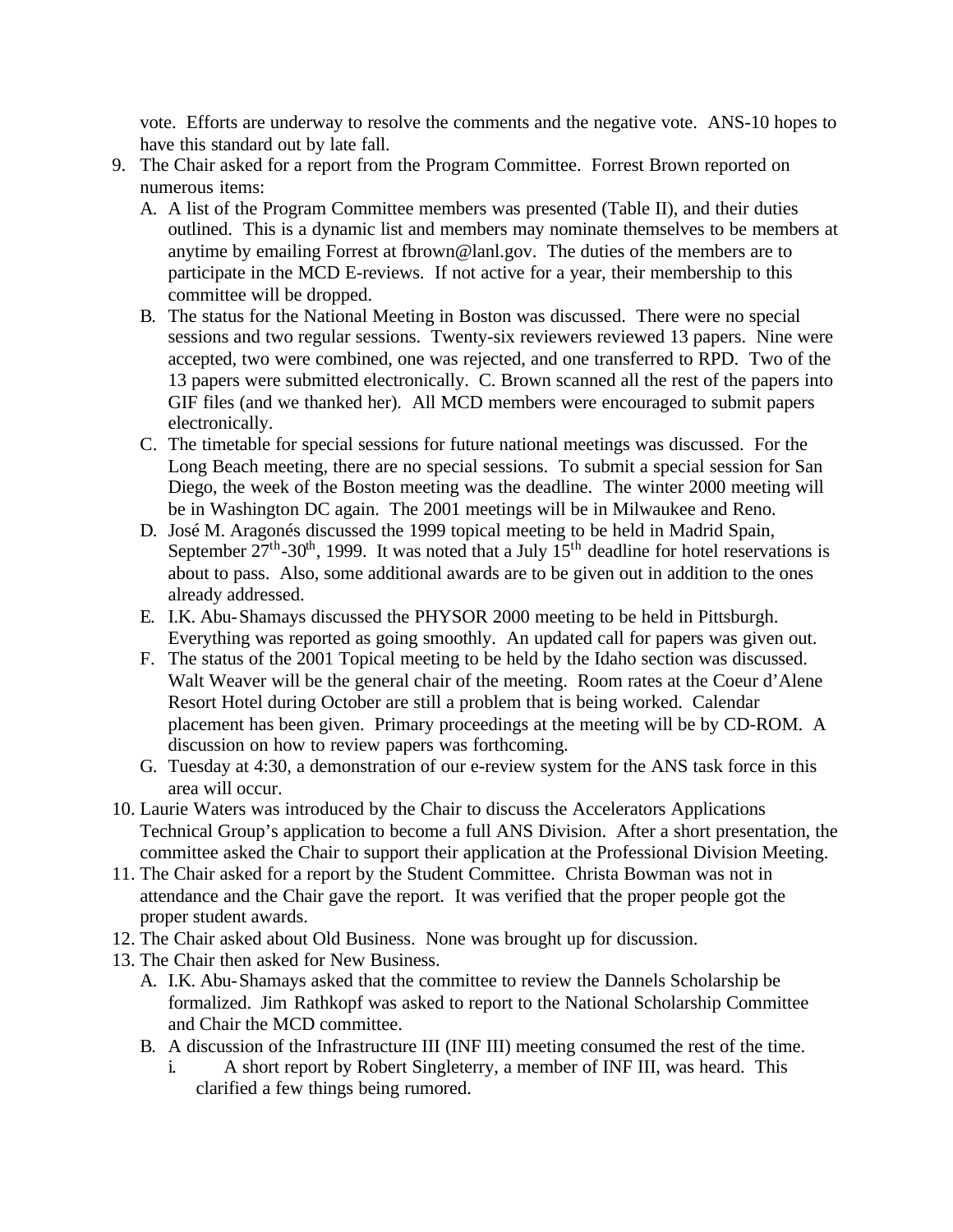vote. Efforts are underway to resolve the comments and the negative vote. ANS-10 hopes to have this standard out by late fall.

9. The Chair asked for a report from the Program Committee. Forrest Brown reported on numerous items:
   A. A list of the Program Committee members was presented (Table II), and their duties outlined. This is a dynamic list and members may nominate themselves to be members at anytime by emailing Forrest at fbrown@lanl.gov. The duties of the members are to participate in the MCD E-reviews. If not active for a year, their membership to this committee will be dropped.
   B. The status for the National Meeting in Boston was discussed. There were no special sessions and two regular sessions. Twenty-six reviewers reviewed 13 papers. Nine were accepted, two were combined, one was rejected, and one transferred to RPD. Two of the 13 papers were submitted electronically. C. Brown scanned all the rest of the papers into GIF files (and we thanked her). All MCD members were encouraged to submit papers electronically.
   C. The timetable for special sessions for future national meetings was discussed. For the Long Beach meeting, there are no special sessions. To submit a special session for San Diego, the week of the Boston meeting was the deadline. The winter 2000 meeting will be in Washington DC again. The 2001 meetings will be in Milwaukee and Reno.
   D. José M. Aragonés discussed the 1999 topical meeting to be held in Madrid Spain, September 27th-30th, 1999. It was noted that a July 15th deadline for hotel reservations is about to pass. Also, some additional awards are to be given out in addition to the ones already addressed.
   E. I.K. Abu-Shamays discussed the PHYSOR 2000 meeting to be held in Pittsburgh. Everything was reported as going smoothly. An updated call for papers was given out.
   F. The status of the 2001 Topical meeting to be held by the Idaho section was discussed. Walt Weaver will be the general chair of the meeting. Room rates at the Coeur d'Alene Resort Hotel during October are still a problem that is being worked. Calendar placement has been given. Primary proceedings at the meeting will be by CD-ROM. A discussion on how to review papers was forthcoming.
   G. Tuesday at 4:30, a demonstration of our e-review system for the ANS task force in this area will occur.
10. Laurie Waters was introduced by the Chair to discuss the Accelerators Applications Technical Group's application to become a full ANS Division. After a short presentation, the committee asked the Chair to support their application at the Professional Division Meeting.
11. The Chair asked for a report by the Student Committee. Christa Bowman was not in attendance and the Chair gave the report. It was verified that the proper people got the proper student awards.
12. The Chair asked about Old Business. None was brought up for discussion.
13. The Chair then asked for New Business.
    A. I.K. Abu-Shamays asked that the committee to review the Dannels Scholarship be formalized. Jim Rathkopf was asked to report to the National Scholarship Committee and Chair the MCD committee.
    B. A discussion of the Infrastructure III (INF III) meeting consumed the rest of the time.
       i. A short report by Robert Singleterry, a member of INF III, was heard. This clarified a few things being rumored.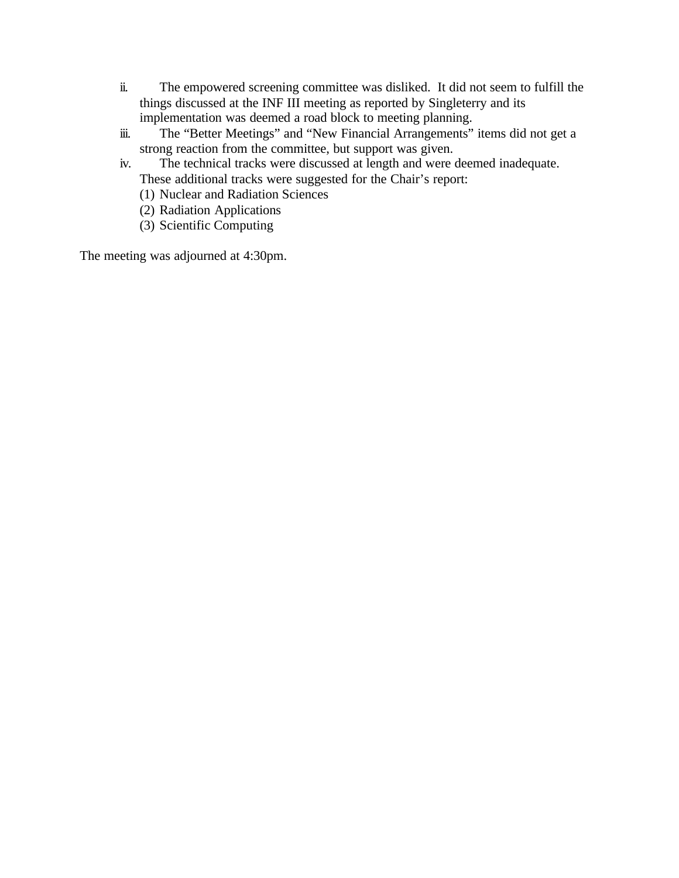ii. The empowered screening committee was disliked. It did not seem to fulfill the things discussed at the INF III meeting as reported by Singleterry and its implementation was deemed a road block to meeting planning.

iii. The “Better Meetings” and “New Financial Arrangements” items did not get a strong reaction from the committee, but support was given.

iv. The technical tracks were discussed at length and were deemed inadequate. These additional tracks were suggested for the Chair’s report:

(1) Nuclear and Radiation Sciences
(2) Radiation Applications
(3) Scientific Computing

The meeting was adjourned at 4:30pm.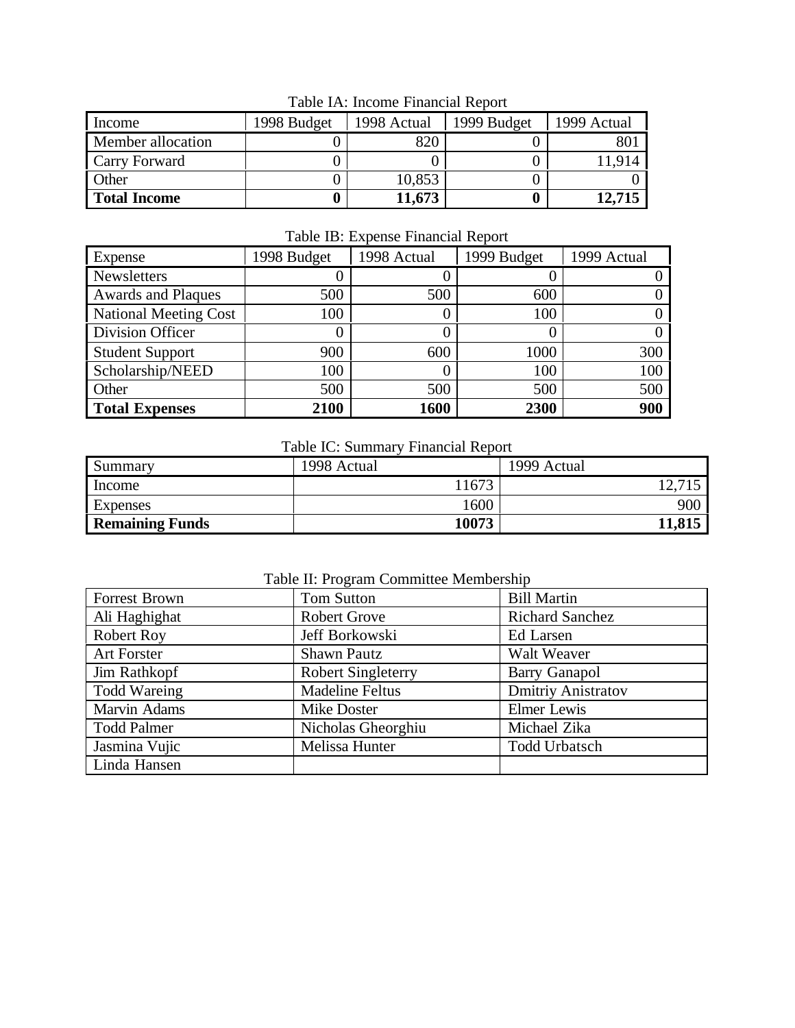Table IA: Income Financial Report

| Income | 1998 Budget | 1998 Actual | 1999 Budget | 1999 Actual |
|---|---|---|---|---|
| Member allocation | 0 | 820 | 0 | 801 |
| Carry Forward | 0 | 0 | 0 | 11,914 |
| Other | 0 | 10,853 | 0 | 0 |
| **Total Income** | **0** | **11,673** | **0** | **12,715** |

Table IB: Expense Financial Report

| Expense | 1998 Budget | 1998 Actual | 1999 Budget | 1999 Actual |
|---|---|---|---|---|
| Newsletters | 0 | 0 | 0 | 0 |
| Awards and Plaques | 500 | 500 | 600 | 0 |
| National Meeting Cost | 100 | 0 | 100 | 0 |
| Division Officer | 0 | 0 | 0 | 0 |
| Student Support | 900 | 600 | 1000 | 300 |
| Scholarship/NEED | 100 | 0 | 100 | 100 |
| Other | 500 | 500 | 500 | 500 |
| **Total Expenses** | **2100** | **1600** | **2300** | **900** |

Table IC: Summary Financial Report

| Summary | 1998 Actual | 1999 Actual |
|---|---|---|
| Income | 11673 | 12,715 |
| Expenses | 1600 | 900 |
| **Remaining Funds** | **10073** | **11,815** |

Table II: Program Committee Membership

| | | |
|---|---|---|
| Forrest Brown | Tom Sutton | Bill Martin |
| Ali Haghighat | Robert Grove | Richard Sanchez |
| Robert Roy | Jeff Borkowski | Ed Larsen |
| Art Forster | Shawn Pautz | Walt Weaver |
| Jim Rathkopf | Robert Singleterry | Barry Ganapol |
| Todd Wareing | Madeline Feltus | Dmitriy Anistratov |
| Marvin Adams | Mike Doster | Elmer Lewis |
| Todd Palmer | Nicholas Gheorghiu | Michael Zika |
| Jasmina Vujic | Melissa Hunter | Todd Urbatsch |
| Linda Hansen | | |